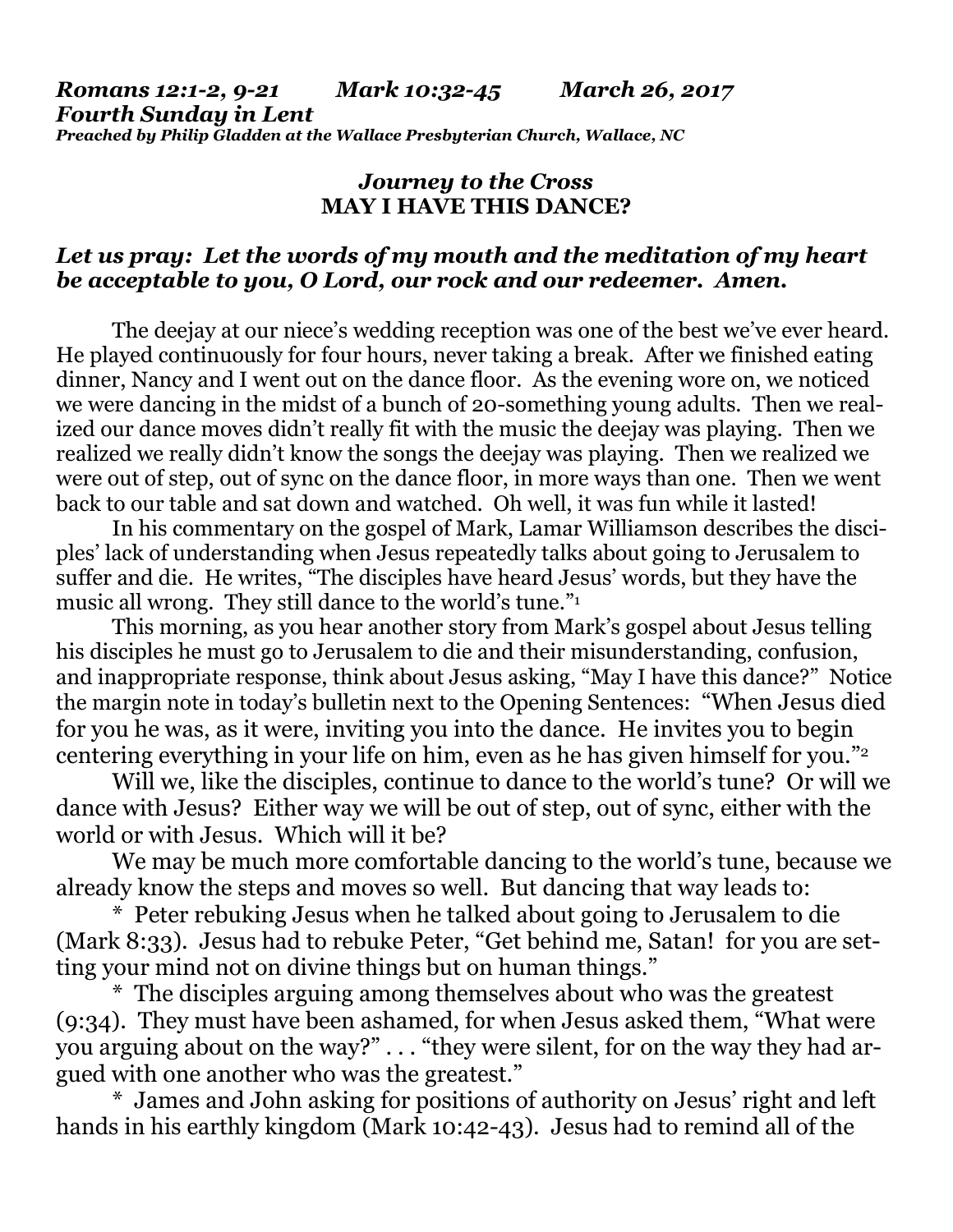*Romans 12:1-2, 9-21          Mark 10:32-45          March 26, 2017*
*Fourth Sunday in Lent*
***Preached by Philip Gladden at the Wallace Presbyterian Church, Wallace, NC***

### *Journey to the Cross*
### MAY I HAVE THIS DANCE?

***Let us pray: Let the words of my mouth and the meditation of my heart be acceptable to you, O Lord, our rock and our redeemer. Amen.***

The deejay at our niece's wedding reception was one of the best we've ever heard. He played continuously for four hours, never taking a break. After we finished eating dinner, Nancy and I went out on the dance floor. As the evening wore on, we noticed we were dancing in the midst of a bunch of 20-something young adults. Then we realized our dance moves didn't really fit with the music the deejay was playing. Then we realized we really didn't know the songs the deejay was playing. Then we realized we were out of step, out of sync on the dance floor, in more ways than one. Then we went back to our table and sat down and watched. Oh well, it was fun while it lasted!

In his commentary on the gospel of Mark, Lamar Williamson describes the disciples' lack of understanding when Jesus repeatedly talks about going to Jerusalem to suffer and die. He writes, "The disciples have heard Jesus' words, but they have the music all wrong. They still dance to the world's tune."[1]

This morning, as you hear another story from Mark's gospel about Jesus telling his disciples he must go to Jerusalem to die and their misunderstanding, confusion, and inappropriate response, think about Jesus asking, "May I have this dance?" Notice the margin note in today's bulletin next to the Opening Sentences: "When Jesus died for you he was, as it were, inviting you into the dance. He invites you to begin centering everything in your life on him, even as he has given himself for you."[2]

Will we, like the disciples, continue to dance to the world's tune? Or will we dance with Jesus? Either way we will be out of step, out of sync, either with the world or with Jesus. Which will it be?

We may be much more comfortable dancing to the world's tune, because we already know the steps and moves so well. But dancing that way leads to:

* Peter rebuking Jesus when he talked about going to Jerusalem to die (Mark 8:33). Jesus had to rebuke Peter, "Get behind me, Satan! for you are setting your mind not on divine things but on human things."

* The disciples arguing among themselves about who was the greatest (9:34). They must have been ashamed, for when Jesus asked them, "What were you arguing about on the way?" . . . "they were silent, for on the way they had argued with one another who was the greatest."

* James and John asking for positions of authority on Jesus' right and left hands in his earthly kingdom (Mark 10:42-43). Jesus had to remind all of the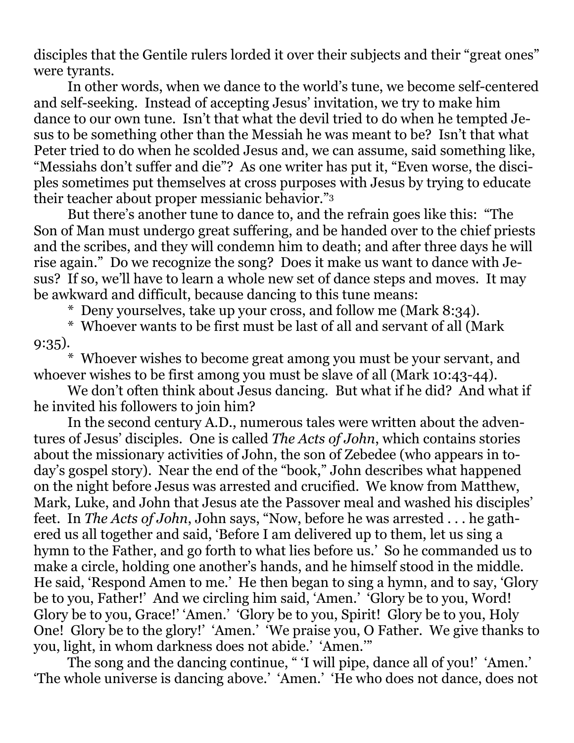disciples that the Gentile rulers lorded it over their subjects and their "great ones" were tyrants.

In other words, when we dance to the world's tune, we become self-centered and self-seeking. Instead of accepting Jesus' invitation, we try to make him dance to our own tune. Isn't that what the devil tried to do when he tempted Jesus to be something other than the Messiah he was meant to be? Isn't that what Peter tried to do when he scolded Jesus and, we can assume, said something like, "Messiahs don't suffer and die"? As one writer has put it, "Even worse, the disciples sometimes put themselves at cross purposes with Jesus by trying to educate their teacher about proper messianic behavior."[3]

But there's another tune to dance to, and the refrain goes like this: "The Son of Man must undergo great suffering, and be handed over to the chief priests and the scribes, and they will condemn him to death; and after three days he will rise again." Do we recognize the song? Does it make us want to dance with Jesus? If so, we'll have to learn a whole new set of dance steps and moves. It may be awkward and difficult, because dancing to this tune means:

\* Deny yourselves, take up your cross, and follow me (Mark 8:34).

\* Whoever wants to be first must be last of all and servant of all (Mark 9:35).

\* Whoever wishes to become great among you must be your servant, and whoever wishes to be first among you must be slave of all (Mark 10:43-44).

We don't often think about Jesus dancing. But what if he did? And what if he invited his followers to join him?

In the second century A.D., numerous tales were written about the adventures of Jesus' disciples. One is called *The Acts of John*, which contains stories about the missionary activities of John, the son of Zebedee (who appears in today's gospel story). Near the end of the "book," John describes what happened on the night before Jesus was arrested and crucified. We know from Matthew, Mark, Luke, and John that Jesus ate the Passover meal and washed his disciples' feet. In *The Acts of John*, John says, "Now, before he was arrested . . . he gathered us all together and said, 'Before I am delivered up to them, let us sing a hymn to the Father, and go forth to what lies before us.' So he commanded us to make a circle, holding one another's hands, and he himself stood in the middle. He said, 'Respond Amen to me.' He then began to sing a hymn, and to say, 'Glory be to you, Father!' And we circling him said, 'Amen.' 'Glory be to you, Word! Glory be to you, Grace!' 'Amen.' 'Glory be to you, Spirit! Glory be to you, Holy One! Glory be to the glory!' 'Amen.' 'We praise you, O Father. We give thanks to you, light, in whom darkness does not abide.' 'Amen.'"

The song and the dancing continue, " 'I will pipe, dance all of you!' 'Amen.' 'The whole universe is dancing above.' 'Amen.' 'He who does not dance, does not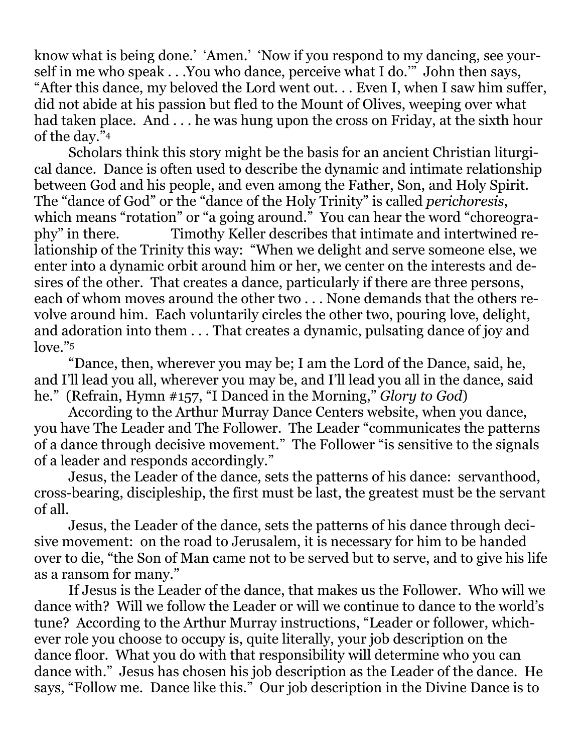know what is being done.' 'Amen.' 'Now if you respond to my dancing, see yourself in me who speak . . .You who dance, perceive what I do.'" John then says, "After this dance, my beloved the Lord went out. . . Even I, when I saw him suffer, did not abide at his passion but fled to the Mount of Olives, weeping over what had taken place. And . . . he was hung upon the cross on Friday, at the sixth hour of the day."[4]

Scholars think this story might be the basis for an ancient Christian liturgical dance. Dance is often used to describe the dynamic and intimate relationship between God and his people, and even among the Father, Son, and Holy Spirit. The "dance of God" or the "dance of the Holy Trinity" is called *perichoresis*, which means "rotation" or "a going around." You can hear the word "choreography" in there. Timothy Keller describes that intimate and intertwined relationship of the Trinity this way: "When we delight and serve someone else, we enter into a dynamic orbit around him or her, we center on the interests and desires of the other. That creates a dance, particularly if there are three persons, each of whom moves around the other two . . . None demands that the others revolve around him. Each voluntarily circles the other two, pouring love, delight, and adoration into them . . . That creates a dynamic, pulsating dance of joy and love."[5]

"Dance, then, wherever you may be; I am the Lord of the Dance, said, he, and I'll lead you all, wherever you may be, and I'll lead you all in the dance, said he." (Refrain, Hymn #157, "I Danced in the Morning," *Glory to God*)

According to the Arthur Murray Dance Centers website, when you dance, you have The Leader and The Follower. The Leader "communicates the patterns of a dance through decisive movement." The Follower "is sensitive to the signals of a leader and responds accordingly."

Jesus, the Leader of the dance, sets the patterns of his dance: servanthood, cross-bearing, discipleship, the first must be last, the greatest must be the servant of all.

Jesus, the Leader of the dance, sets the patterns of his dance through decisive movement: on the road to Jerusalem, it is necessary for him to be handed over to die, "the Son of Man came not to be served but to serve, and to give his life as a ransom for many."

If Jesus is the Leader of the dance, that makes us the Follower. Who will we dance with? Will we follow the Leader or will we continue to dance to the world's tune? According to the Arthur Murray instructions, "Leader or follower, whichever role you choose to occupy is, quite literally, your job description on the dance floor. What you do with that responsibility will determine who you can dance with." Jesus has chosen his job description as the Leader of the dance. He says, "Follow me. Dance like this." Our job description in the Divine Dance is to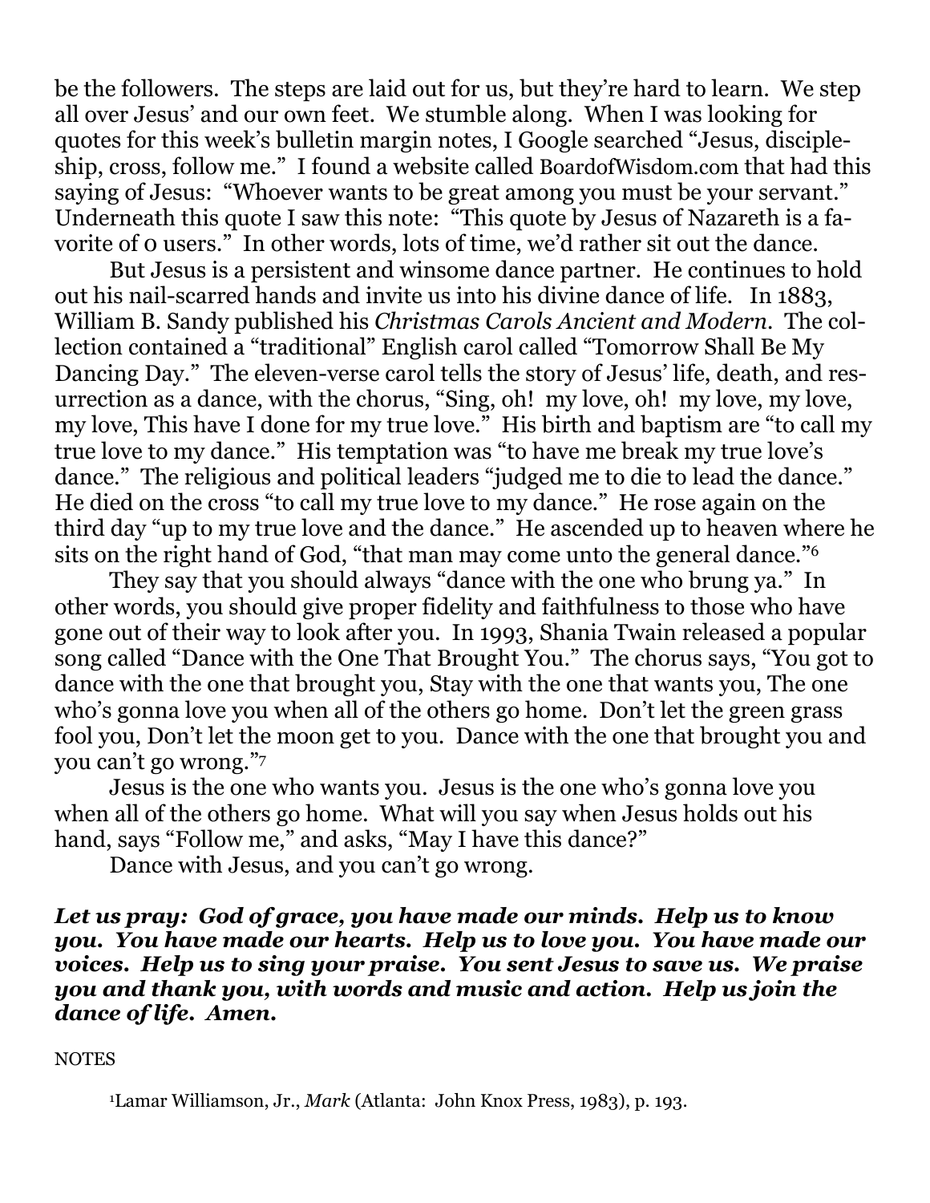be the followers. The steps are laid out for us, but they're hard to learn. We step all over Jesus' and our own feet. We stumble along. When I was looking for quotes for this week's bulletin margin notes, I Google searched "Jesus, discipleship, cross, follow me." I found a website called BoardofWisdom.com that had this saying of Jesus: "Whoever wants to be great among you must be your servant." Underneath this quote I saw this note: "This quote by Jesus of Nazareth is a favorite of 0 users." In other words, lots of time, we'd rather sit out the dance.

But Jesus is a persistent and winsome dance partner. He continues to hold out his nail-scarred hands and invite us into his divine dance of life. In 1883, William B. Sandy published his *Christmas Carols Ancient and Modern*. The collection contained a "traditional" English carol called "Tomorrow Shall Be My Dancing Day." The eleven-verse carol tells the story of Jesus' life, death, and resurrection as a dance, with the chorus, "Sing, oh! my love, oh! my love, my love, my love, This have I done for my true love." His birth and baptism are "to call my true love to my dance." His temptation was "to have me break my true love's dance." The religious and political leaders "judged me to die to lead the dance." He died on the cross "to call my true love to my dance." He rose again on the third day "up to my true love and the dance." He ascended up to heaven where he sits on the right hand of God, "that man may come unto the general dance."[6]

They say that you should always "dance with the one who brung ya." In other words, you should give proper fidelity and faithfulness to those who have gone out of their way to look after you. In 1993, Shania Twain released a popular song called "Dance with the One That Brought You." The chorus says, "You got to dance with the one that brought you, Stay with the one that wants you, The one who's gonna love you when all of the others go home. Don't let the green grass fool you, Don't let the moon get to you. Dance with the one that brought you and you can't go wrong."[7]

Jesus is the one who wants you. Jesus is the one who's gonna love you when all of the others go home. What will you say when Jesus holds out his hand, says "Follow me," and asks, "May I have this dance?"

Dance with Jesus, and you can't go wrong.

***Let us pray: God of grace, you have made our minds. Help us to know you. You have made our hearts. Help us to love you. You have made our voices. Help us to sing your praise. You sent Jesus to save us. We praise you and thank you, with words and music and action. Help us join the dance of life. Amen.***

NOTES

[1]Lamar Williamson, Jr., *Mark* (Atlanta: John Knox Press, 1983), p. 193.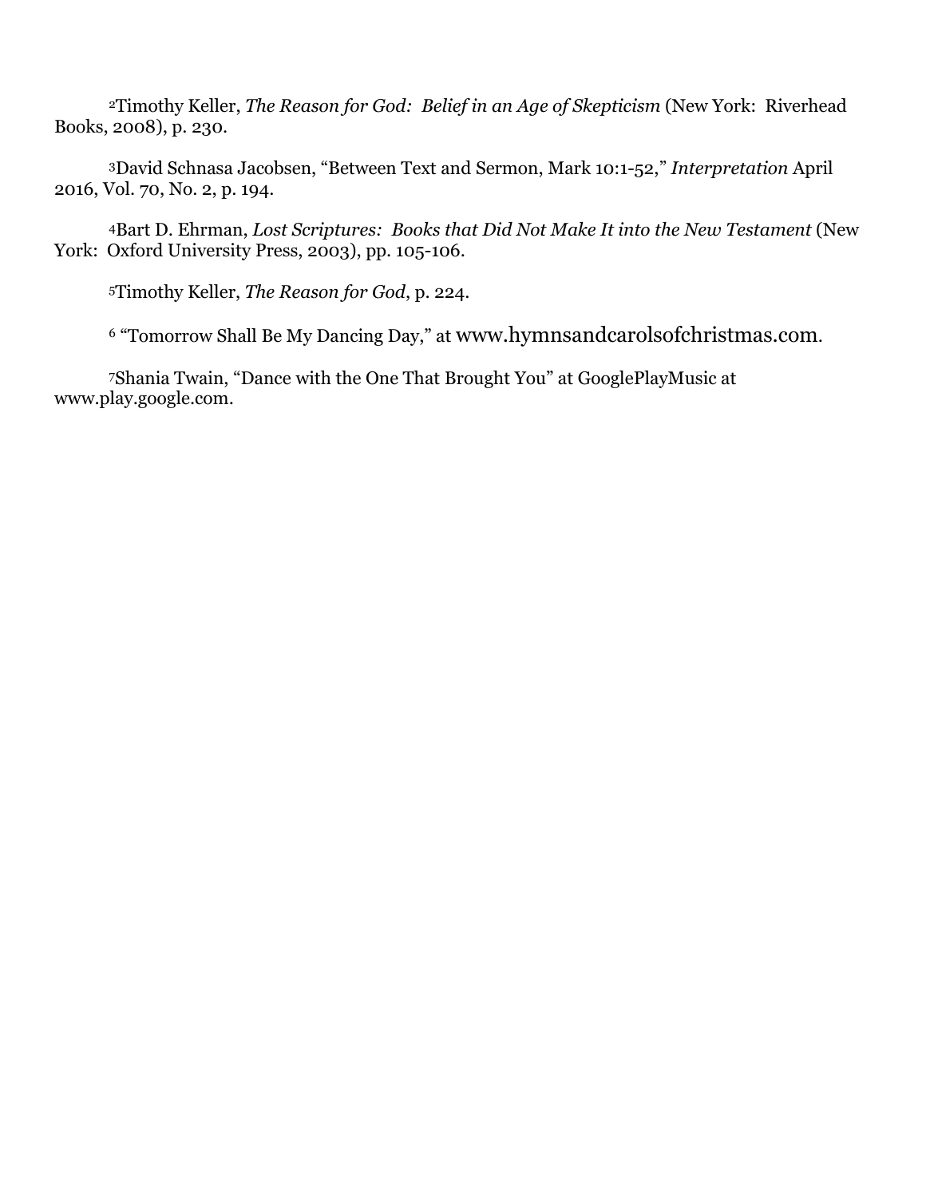[2]Timothy Keller, *The Reason for God: Belief in an Age of Skepticism* (New York: Riverhead Books, 2008), p. 230.

[3]David Schnasa Jacobsen, "Between Text and Sermon, Mark 10:1-52," *Interpretation* April 2016, Vol. 70, No. 2, p. 194.

[4]Bart D. Ehrman, *Lost Scriptures: Books that Did Not Make It into the New Testament* (New York: Oxford University Press, 2003), pp. 105-106.

[5]Timothy Keller, *The Reason for God*, p. 224.

[6] "Tomorrow Shall Be My Dancing Day," at www.hymnsandcarolsofchristmas.com.

[7]Shania Twain, "Dance with the One That Brought You" at GooglePlayMusic at www.play.google.com.